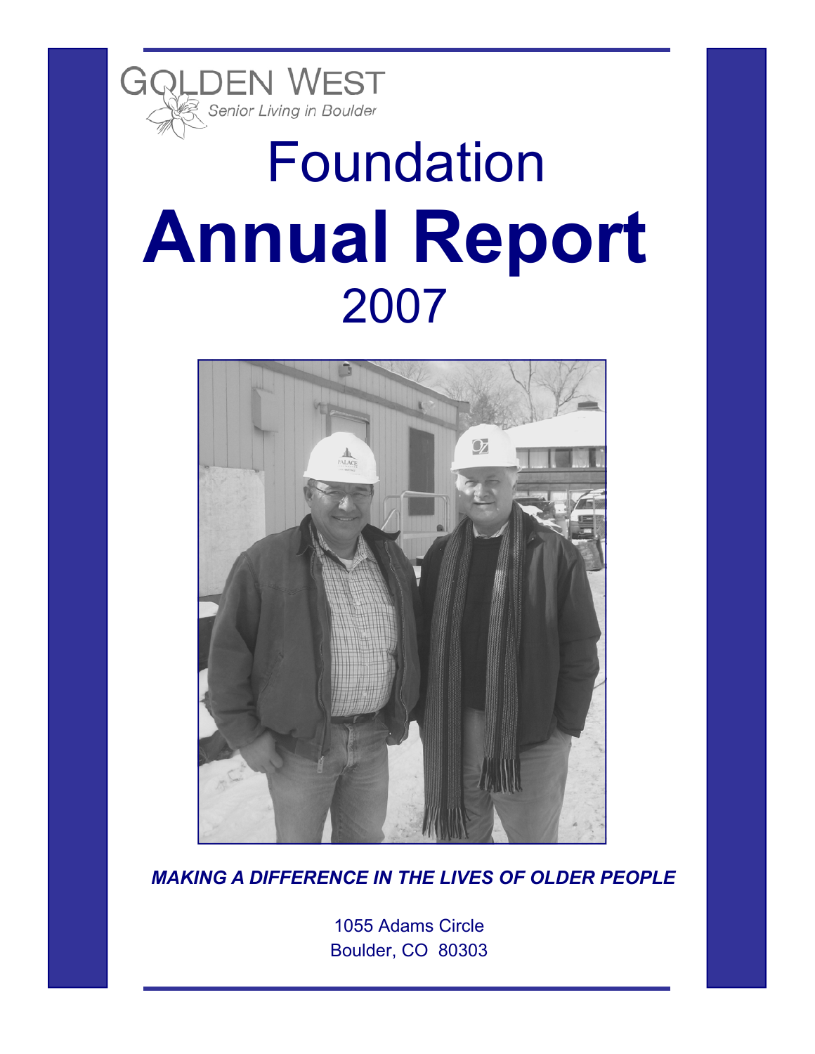GOLDEN WEST

*Senior Living in Boulder*

# Foundation

# **Annual Report**

# 2007

***MAKING A DIFFERENCE IN THE LIVES OF OLDER PEOPLE***

1055 Adams Circle
Boulder, CO 80303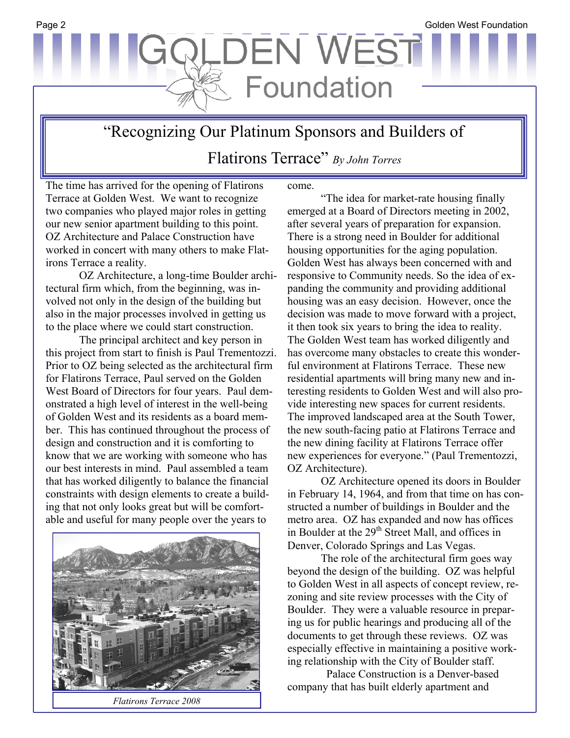# "Recognizing Our Platinum Sponsors and Builders of Flatirons Terrace" *By John Torres*

The time has arrived for the opening of Flatirons Terrace at Golden West. We want to recognize two companies who played major roles in getting our new senior apartment building to this point. OZ Architecture and Palace Construction have worked in concert with many others to make Flatirons Terrace a reality.

OZ Architecture, a long-time Boulder architectural firm which, from the beginning, was involved not only in the design of the building but also in the major processes involved in getting us to the place where we could start construction.

The principal architect and key person in this project from start to finish is Paul Trementozzi. Prior to OZ being selected as the architectural firm for Flatirons Terrace, Paul served on the Golden West Board of Directors for four years. Paul demonstrated a high level of interest in the well-being of Golden West and its residents as a board member. This has continued throughout the process of design and construction and it is comforting to know that we are working with someone who has our best interests in mind. Paul assembled a team that has worked diligently to balance the financial constraints with design elements to create a building that not only looks great but will be comfortable and useful for many people over the years to come.

*Flatirons Terrace 2008*

"The idea for market-rate housing finally emerged at a Board of Directors meeting in 2002, after several years of preparation for expansion. There is a strong need in Boulder for additional housing opportunities for the aging population. Golden West has always been concerned with and responsive to Community needs. So the idea of expanding the community and providing additional housing was an easy decision. However, once the decision was made to move forward with a project, it then took six years to bring the idea to reality. The Golden West team has worked diligently and has overcome many obstacles to create this wonderful environment at Flatirons Terrace. These new residential apartments will bring many new and interesting residents to Golden West and will also provide interesting new spaces for current residents. The improved landscaped area at the South Tower, the new south-facing patio at Flatirons Terrace and the new dining facility at Flatirons Terrace offer new experiences for everyone." (Paul Trementozzi, OZ Architecture).

OZ Architecture opened its doors in Boulder in February 14, 1964, and from that time on has constructed a number of buildings in Boulder and the metro area. OZ has expanded and now has offices in Boulder at the 29th Street Mall, and offices in Denver, Colorado Springs and Las Vegas.

The role of the architectural firm goes way beyond the design of the building. OZ was helpful to Golden West in all aspects of concept review, rezoning and site review processes with the City of Boulder. They were a valuable resource in preparing us for public hearings and producing all of the documents to get through these reviews. OZ was especially effective in maintaining a positive working relationship with the City of Boulder staff.

Palace Construction is a Denver-based company that has built elderly apartment and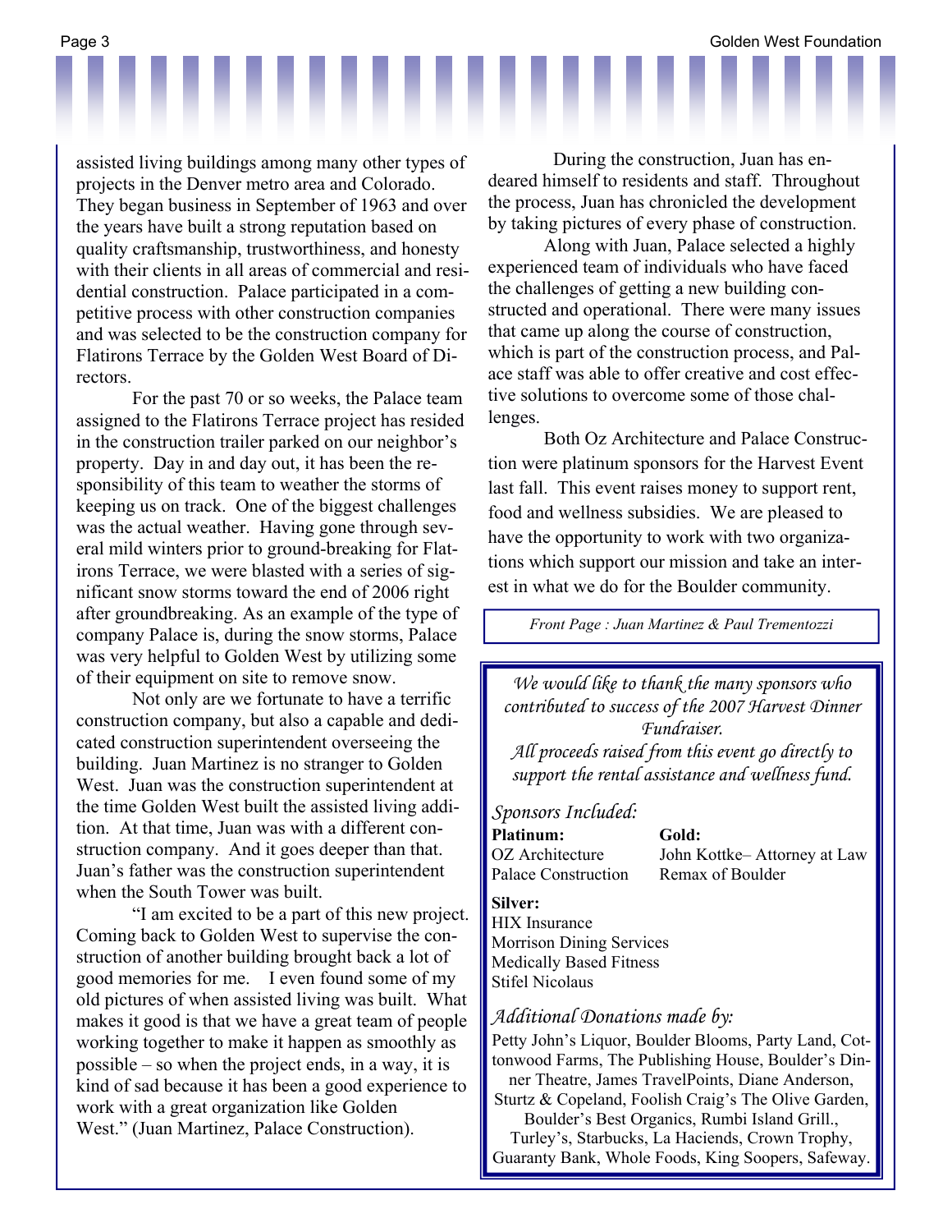assisted living buildings among many other types of projects in the Denver metro area and Colorado. They began business in September of 1963 and over the years have built a strong reputation based on quality craftsmanship, trustworthiness, and honesty with their clients in all areas of commercial and residential construction. Palace participated in a competitive process with other construction companies and was selected to be the construction company for Flatirons Terrace by the Golden West Board of Directors.

For the past 70 or so weeks, the Palace team assigned to the Flatirons Terrace project has resided in the construction trailer parked on our neighbor's property. Day in and day out, it has been the responsibility of this team to weather the storms of keeping us on track. One of the biggest challenges was the actual weather. Having gone through several mild winters prior to ground-breaking for Flatirons Terrace, we were blasted with a series of significant snow storms toward the end of 2006 right after groundbreaking. As an example of the type of company Palace is, during the snow storms, Palace was very helpful to Golden West by utilizing some of their equipment on site to remove snow.

Not only are we fortunate to have a terrific construction company, but also a capable and dedicated construction superintendent overseeing the building. Juan Martinez is no stranger to Golden West. Juan was the construction superintendent at the time Golden West built the assisted living addition. At that time, Juan was with a different construction company. And it goes deeper than that. Juan's father was the construction superintendent when the South Tower was built.

"I am excited to be a part of this new project. Coming back to Golden West to supervise the construction of another building brought back a lot of good memories for me. I even found some of my old pictures of when assisted living was built. What makes it good is that we have a great team of people working together to make it happen as smoothly as possible – so when the project ends, in a way, it is kind of sad because it has been a good experience to work with a great organization like Golden West." (Juan Martinez, Palace Construction).

During the construction, Juan has endeared himself to residents and staff. Throughout the process, Juan has chronicled the development by taking pictures of every phase of construction.

Along with Juan, Palace selected a highly experienced team of individuals who have faced the challenges of getting a new building constructed and operational. There were many issues that came up along the course of construction, which is part of the construction process, and Palace staff was able to offer creative and cost effective solutions to overcome some of those challenges.

Both Oz Architecture and Palace Construction were platinum sponsors for the Harvest Event last fall. This event raises money to support rent, food and wellness subsidies. We are pleased to have the opportunity to work with two organizations which support our mission and take an interest in what we do for the Boulder community.

*Front Page : Juan Martinez & Paul Trementozzi*

---

*We would like to thank the many sponsors who contributed to success of the 2007 Harvest Dinner Fundraiser.*
*All proceeds raised from this event go directly to support the rental assistance and wellness fund.*

*Sponsors Included:*

**Platinum:**
OZ Architecture
Palace Construction

**Gold:**
John Kottke– Attorney at Law
Remax of Boulder

**Silver:**
HIX Insurance
Morrison Dining Services
Medically Based Fitness
Stifel Nicolaus

*Additional Donations made by:*

Petty John's Liquor, Boulder Blooms, Party Land, Cottonwood Farms, The Publishing House, Boulder's Dinner Theatre, James TravelPoints, Diane Anderson, Sturtz & Copeland, Foolish Craig's The Olive Garden, Boulder's Best Organics, Rumbi Island Grill., Turley's, Starbucks, La Haciends, Crown Trophy, Guaranty Bank, Whole Foods, King Soopers, Safeway.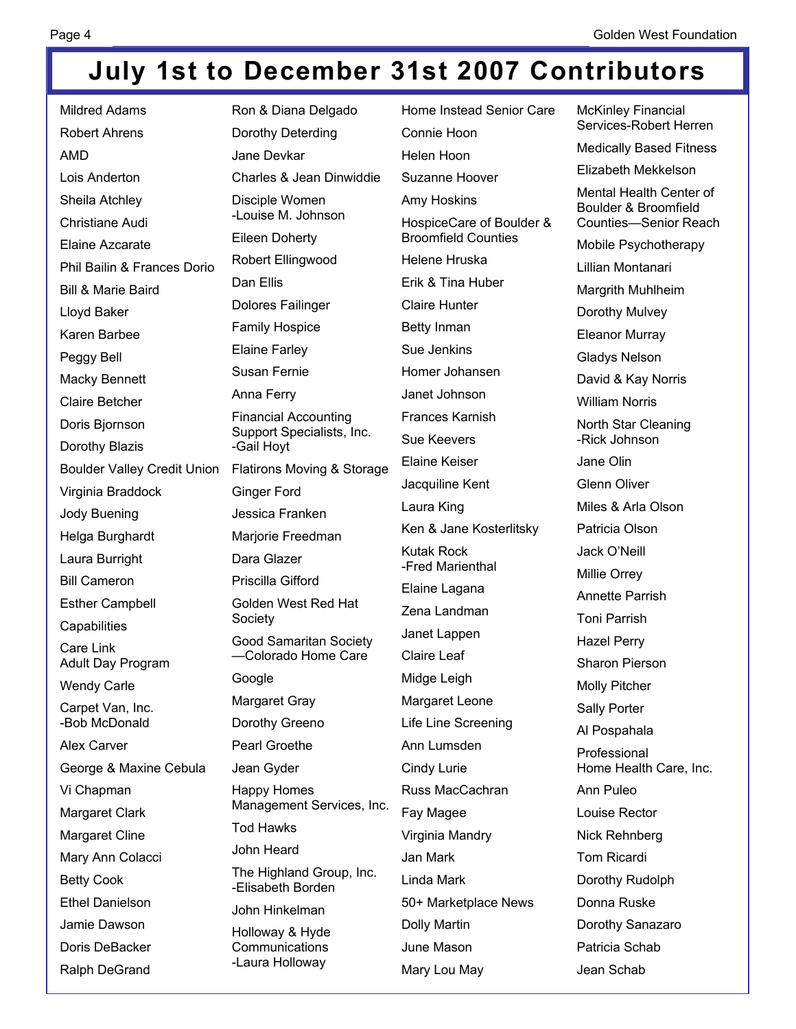# July 1st to December 31st 2007 Contributors

Mildred Adams

Robert Ahrens

AMD

Lois Anderton

Sheila Atchley

Christiane Audi

Elaine Azcarate

Phil Bailin & Frances Dorio

Bill & Marie Baird

Lloyd Baker

Karen Barbee

Peggy Bell

Macky Bennett

Claire Betcher

Doris Bjornson

Dorothy Blazis

Boulder Valley Credit Union

Virginia Braddock

Jody Buening

Helga Burghardt

Laura Burright

Bill Cameron

Esther Campbell

Capabilities

Care Link
Adult Day Program

Wendy Carle

Carpet Van, Inc.
-Bob McDonald

Alex Carver

George & Maxine Cebula

Vi Chapman

Margaret Clark

Margaret Cline

Mary Ann Colacci

Betty Cook

Ethel Danielson

Jamie Dawson

Doris DeBacker

Ralph DeGrand

Ron & Diana Delgado

Dorothy Deterding

Jane Devkar

Charles & Jean Dinwiddie

Disciple Women
-Louise M. Johnson

Eileen Doherty

Robert Ellingwood

Dan Ellis

Dolores Failinger

Family Hospice

Elaine Farley

Susan Fernie

Anna Ferry

Financial Accounting Support Specialists, Inc.
-Gail Hoyt

Flatirons Moving & Storage

Ginger Ford

Jessica Franken

Marjorie Freedman

Dara Glazer

Priscilla Gifford

Golden West Red Hat Society

Good Samaritan Society
—Colorado Home Care

Google

Margaret Gray

Dorothy Greeno

Pearl Groethe

Jean Gyder

Happy Homes
Management Services, Inc.

Tod Hawks

John Heard

The Highland Group, Inc.
-Elisabeth Borden

John Hinkelman

Holloway & Hyde Communications
-Laura Holloway

Home Instead Senior Care

Connie Hoon

Helen Hoon

Suzanne Hoover

Amy Hoskins

HospiceCare of Boulder & Broomfield Counties

Helene Hruska

Erik & Tina Huber

Claire Hunter

Betty Inman

Sue Jenkins

Homer Johansen

Janet Johnson

Frances Karnish

Sue Keevers

Elaine Keiser

Jacquiline Kent

Laura King

Ken & Jane Kosterlitsky

Kutak Rock
-Fred Marienthal

Elaine Lagana

Zena Landman

Janet Lappen

Claire Leaf

Midge Leigh

Margaret Leone

Life Line Screening

Ann Lumsden

Cindy Lurie

Russ MacCachran

Fay Magee

Virginia Mandry

Jan Mark

Linda Mark

50+ Marketplace News

Dolly Martin

June Mason

Mary Lou May

McKinley Financial Services-Robert Herren

Medically Based Fitness

Elizabeth Mekkelson

Mental Health Center of Boulder & Broomfield Counties—Senior Reach

Mobile Psychotherapy

Lillian Montanari

Margrith Muhlheim

Dorothy Mulvey

Eleanor Murray

Gladys Nelson

David & Kay Norris

William Norris

North Star Cleaning
-Rick Johnson

Jane Olin

Glenn Oliver

Miles & Arla Olson

Patricia Olson

Jack O'Neill

Millie Orrey

Annette Parrish

Toni Parrish

Hazel Perry

Sharon Pierson

Molly Pitcher

Sally Porter

Al Pospahala

Professional
Home Health Care, Inc.

Ann Puleo

Louise Rector

Nick Rehnberg

Tom Ricardi

Dorothy Rudolph

Donna Ruske

Dorothy Sanazaro

Patricia Schab

Jean Schab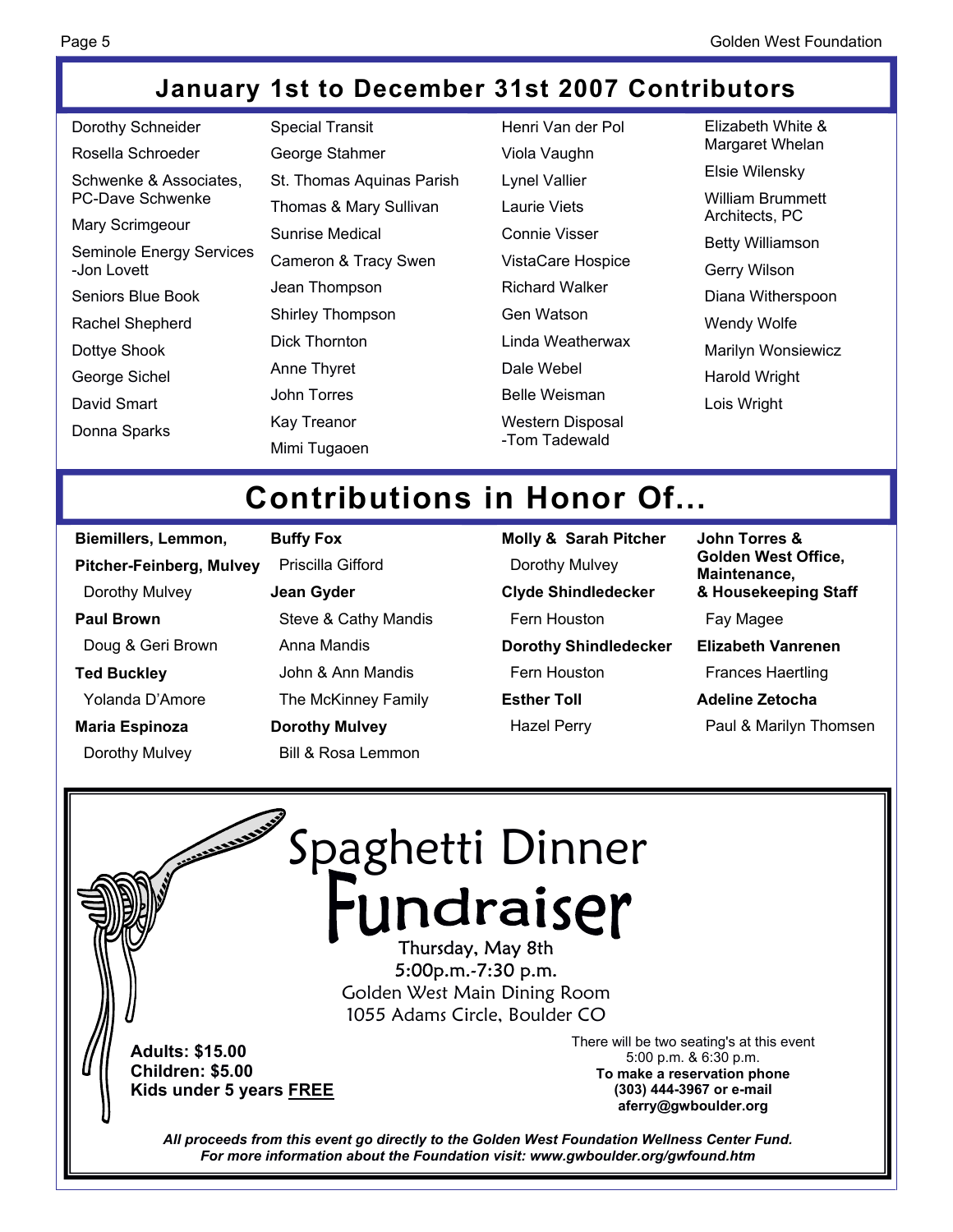## January 1st to December 31st 2007 Contributors

Dorothy Schneider
Rosella Schroeder
Schwenke & Associates, PC-Dave Schwenke
Mary Scrimgeour
Seminole Energy Services -Jon Lovett
Seniors Blue Book
Rachel Shepherd
Dottye Shook
George Sichel
David Smart
Donna Sparks
Special Transit
George Stahmer
St. Thomas Aquinas Parish
Thomas & Mary Sullivan
Sunrise Medical
Cameron & Tracy Swen
Jean Thompson
Shirley Thompson
Dick Thornton
Anne Thyret
John Torres
Kay Treanor
Mimi Tugaoen
Henri Van der Pol
Viola Vaughn
Lynel Vallier
Laurie Viets
Connie Visser
VistaCare Hospice
Richard Walker
Gen Watson
Linda Weatherwax
Dale Webel
Belle Weisman
Western Disposal -Tom Tadewald
Elizabeth White & Margaret Whelan
Elsie Wilensky
William Brummett Architects, PC
Betty Williamson
Gerry Wilson
Diana Witherspoon
Wendy Wolfe
Marilyn Wonsiewicz
Harold Wright
Lois Wright

## Contributions in Honor Of...

**Biemillers, Lemmon, Pitcher-Feinberg, Mulvey**
Dorothy Mulvey

**Paul Brown**
Doug & Geri Brown

**Ted Buckley**
Yolanda D'Amore

**Maria Espinoza**
Dorothy Mulvey

**Buffy Fox**
Priscilla Gifford

**Jean Gyder**
Steve & Cathy Mandis
Anna Mandis
John & Ann Mandis
The McKinney Family

**Dorothy Mulvey**
Bill & Rosa Lemmon

**Molly & Sarah Pitcher**
Dorothy Mulvey

**Clyde Shindledecker**
Fern Houston

**Dorothy Shindledecker**
Fern Houston

**Esther Toll**
Hazel Perry

**John Torres & Golden West Office, Maintenance, & Housekeeping Staff**
Fay Magee

**Elizabeth Vanrenen**
Frances Haertling

**Adeline Zetocha**
Paul & Marilyn Thomsen

# Spaghetti Dinner Fundraiser

Thursday, May 8th
5:00p.m.-7:30 p.m.
Golden West Main Dining Room
1055 Adams Circle, Boulder CO

**Adults: $15.00**
**Children: $5.00**
**Kids under 5 years FREE**

There will be two seating's at this event
5:00 p.m. & 6:30 p.m.
**To make a reservation phone (303) 444-3967 or e-mail aferry@gwboulder.org**

***All proceeds from this event go directly to the Golden West Foundation Wellness Center Fund. For more information about the Foundation visit: www.gwboulder.org/gwfound.htm***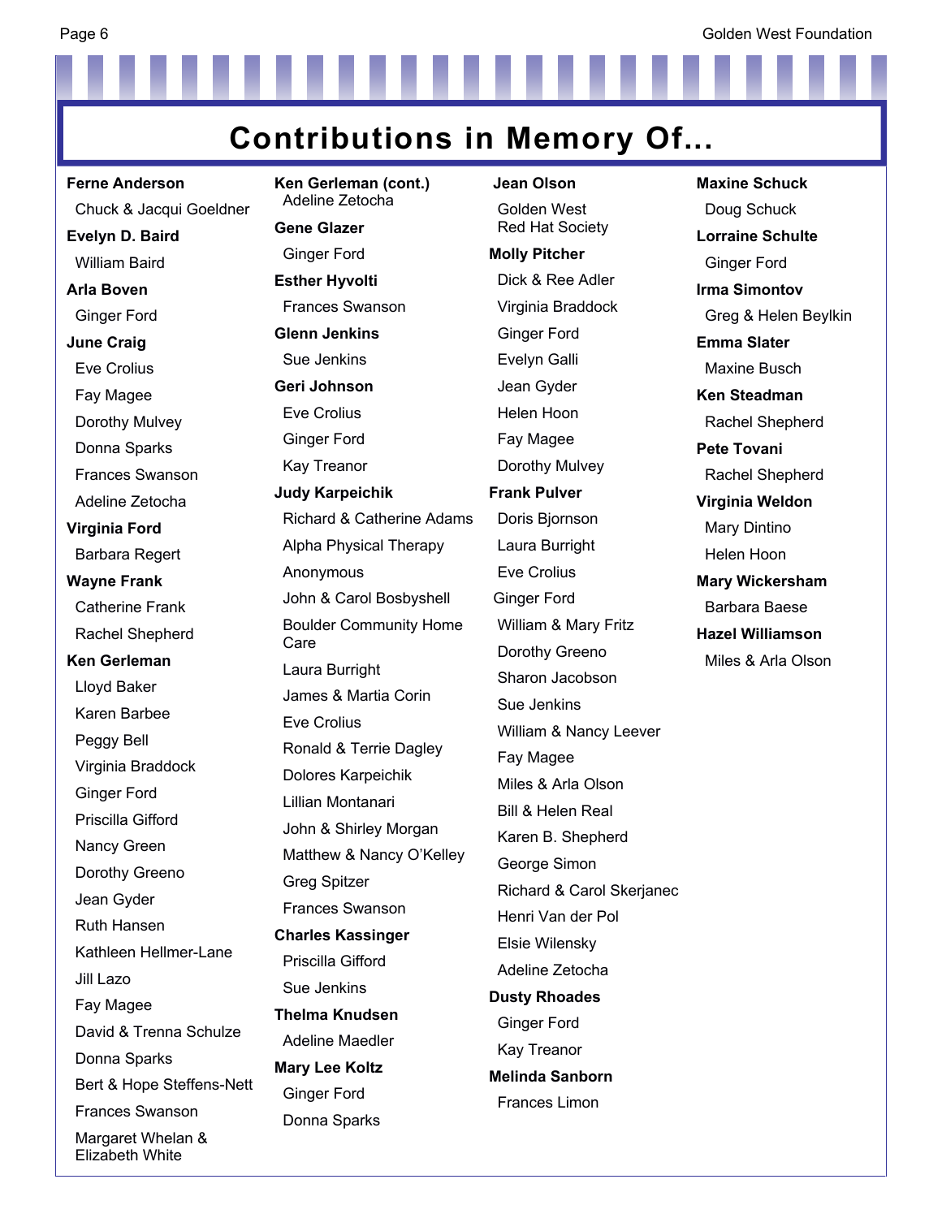# Contributions in Memory Of...

**Ferne Anderson**

Chuck & Jacqui Goeldner

**Evelyn D. Baird**

William Baird

**Arla Boven**

Ginger Ford

**June Craig**

Eve Crolius

Fay Magee

Dorothy Mulvey

Donna Sparks

Frances Swanson

Adeline Zetocha

**Virginia Ford**

Barbara Regert

**Wayne Frank**

Catherine Frank

Rachel Shepherd

**Ken Gerleman**

Lloyd Baker

Karen Barbee

Peggy Bell

Virginia Braddock

Ginger Ford

Priscilla Gifford

Nancy Green

Dorothy Greeno

Jean Gyder

Ruth Hansen

Kathleen Hellmer-Lane

Jill Lazo

Fay Magee

David & Trenna Schulze

Donna Sparks

Bert & Hope Steffens-Nett

Frances Swanson

Margaret Whelan & Elizabeth White

**Ken Gerleman (cont.)**

Adeline Zetocha

**Gene Glazer**

Ginger Ford

**Esther Hyvolti**

Frances Swanson

**Glenn Jenkins**

Sue Jenkins

**Geri Johnson**

Eve Crolius

Ginger Ford

Kay Treanor

**Judy Karpeichik**

Richard & Catherine Adams

Alpha Physical Therapy

Anonymous

John & Carol Bosbyshell

Boulder Community Home Care

Laura Burright

James & Martia Corin

Eve Crolius

Ronald & Terrie Dagley

Dolores Karpeichik

Lillian Montanari

John & Shirley Morgan

Matthew & Nancy O'Kelley

Greg Spitzer

Frances Swanson

**Charles Kassinger**

Priscilla Gifford

Sue Jenkins

**Thelma Knudsen**

Adeline Maedler

**Mary Lee Koltz**

Ginger Ford

Donna Sparks

**Jean Olson**

Golden West Red Hat Society

**Molly Pitcher**

Dick & Ree Adler

Virginia Braddock

Ginger Ford

Evelyn Galli

Jean Gyder

Helen Hoon

Fay Magee

Dorothy Mulvey

**Frank Pulver**

Doris Bjornson

Laura Burright

Eve Crolius

Ginger Ford

William & Mary Fritz

Dorothy Greeno

Sharon Jacobson

Sue Jenkins

William & Nancy Leever

Fay Magee

Miles & Arla Olson

Bill & Helen Real

Karen B. Shepherd

George Simon

Richard & Carol Skerjanec

Henri Van der Pol

Elsie Wilensky

Adeline Zetocha

**Dusty Rhoades**

Ginger Ford

Kay Treanor

**Melinda Sanborn**

Frances Limon

**Maxine Schuck**

Doug Schuck

**Lorraine Schulte**

Ginger Ford

**Irma Simontov**

Greg & Helen Beylkin

**Emma Slater**

Maxine Busch

**Ken Steadman**

Rachel Shepherd

**Pete Tovani**

Rachel Shepherd

**Virginia Weldon**

Mary Dintino

Helen Hoon

**Mary Wickersham**

Barbara Baese

**Hazel Williamson**

Miles & Arla Olson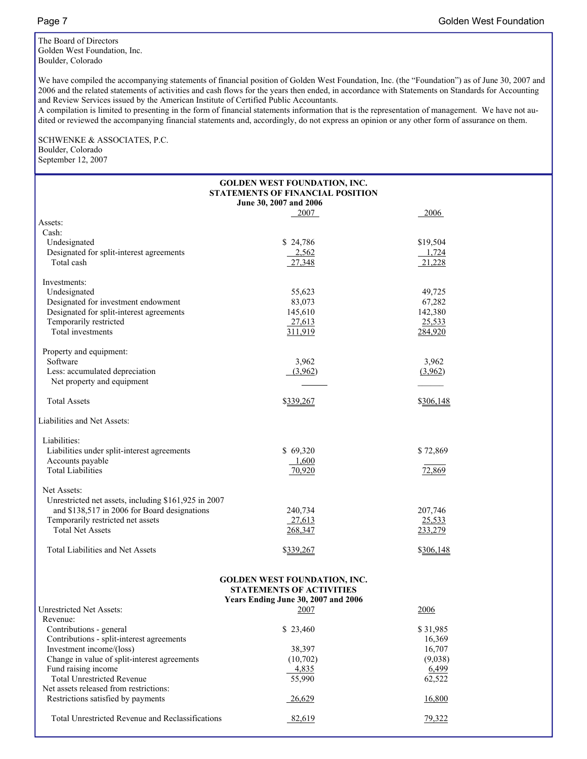The Board of Directors
Golden West Foundation, Inc.
Boulder, Colorado

We have compiled the accompanying statements of financial position of Golden West Foundation, Inc. (the "Foundation") as of June 30, 2007 and 2006 and the related statements of activities and cash flows for the years then ended, in accordance with Statements on Standards for Accounting and Review Services issued by the American Institute of Certified Public Accountants.
A compilation is limited to presenting in the form of financial statements information that is the representation of management. We have not audited or reviewed the accompanying financial statements and, accordingly, do not express an opinion or any other form of assurance on them.

SCHWENKE & ASSOCIATES, P.C.
Boulder, Colorado
September 12, 2007

## GOLDEN WEST FOUNDATION, INC.
## STATEMENTS OF FINANCIAL POSITION
### June 30, 2007 and 2006

| | 2007 | 2006 |
|---|---|---|
| Assets: | | |
| Cash: | | |
| Undesignated | $ 24,786 | $19,504 |
| Designated for split-interest agreements | 2,562 | 1,724 |
| Total cash | 27,348 | 21,228 |
| Investments: | | |
| Undesignated | 55,623 | 49,725 |
| Designated for investment endowment | 83,073 | 67,282 |
| Designated for split-interest agreements | 145,610 | 142,380 |
| Temporarily restricted | 27,613 | 25,533 |
| Total investments | 311,919 | 284,920 |
| Property and equipment: | | |
| Software | 3,962 | 3,962 |
| Less: accumulated depreciation | (3,962) | (3,962) |
| Net property and equipment | | |
| Total Assets | $339,267 | $306,148 |
| Liabilities and Net Assets: | | |
| Liabilities: | | |
| Liabilities under split-interest agreements | $ 69,320 | $ 72,869 |
| Accounts payable | 1,600 | |
| Total Liabilities | 70,920 | 72,869 |
| Net Assets: | | |
| Unrestricted net assets, including $161,925 in 2007 and $138,517 in 2006 for Board designations | 240,734 | 207,746 |
| Temporarily restricted net assets | 27,613 | 25,533 |
| Total Net Assets | 268,347 | 233,279 |
| Total Liabilities and Net Assets | $339,267 | $306,148 |

## GOLDEN WEST FOUNDATION, INC.
## STATEMENTS OF ACTIVITIES
### Years Ending June 30, 2007 and 2006

| Unrestricted Net Assets: | 2007 | 2006 |
|---|---|---|
| Revenue: | | |
| Contributions - general | $ 23,460 | $ 31,985 |
| Contributions - split-interest agreements | | 16,369 |
| Investment income/(loss) | 38,397 | 16,707 |
| Change in value of split-interest agreements | (10,702) | (9,038) |
| Fund raising income | 4,835 | 6,499 |
| Total Unrestricted Revenue | 55,990 | 62,522 |
| Net assets released from restrictions: | | |
| Restrictions satisfied by payments | 26,629 | 16,800 |
| Total Unrestricted Revenue and Reclassifications | 82,619 | 79,322 |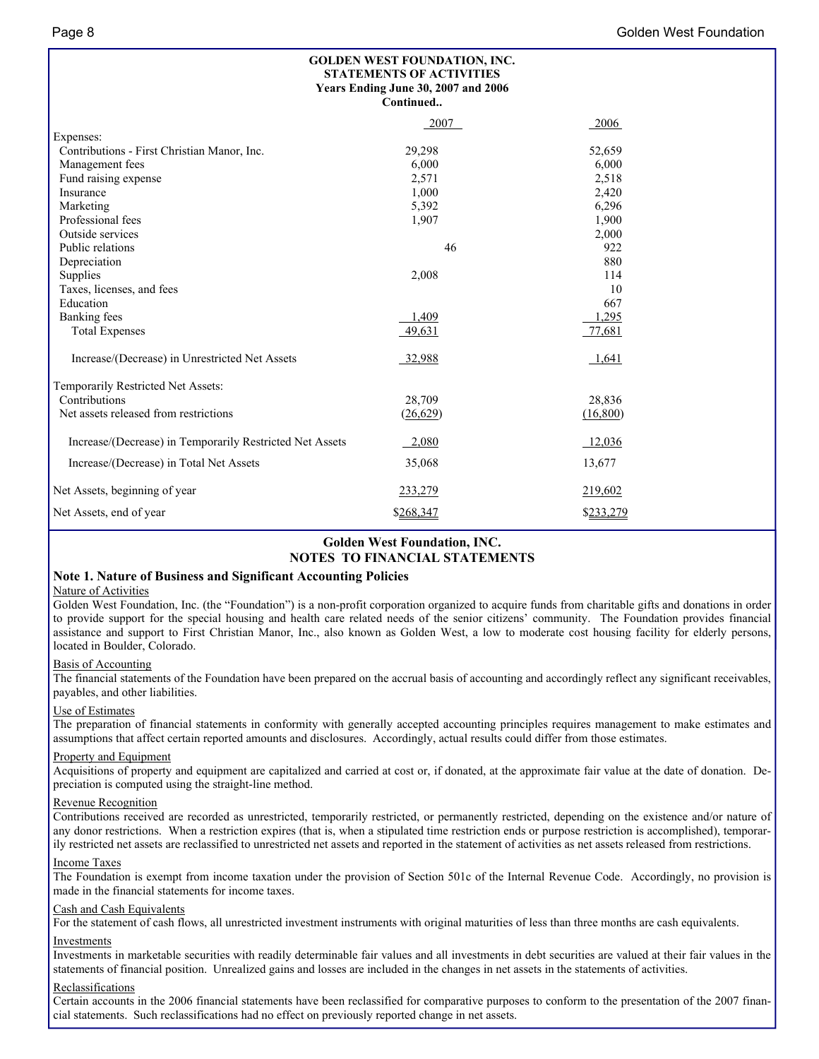**GOLDEN WEST FOUNDATION, INC.**
**STATEMENTS OF ACTIVITIES**
**Years Ending June 30, 2007 and 2006**
**Continued..**

| | 2007 | 2006 |
|---|---|---|
| Expenses: | | |
| Contributions - First Christian Manor, Inc. | 29,298 | 52,659 |
| Management fees | 6,000 | 6,000 |
| Fund raising expense | 2,571 | 2,518 |
| Insurance | 1,000 | 2,420 |
| Marketing | 5,392 | 6,296 |
| Professional fees | 1,907 | 1,900 |
| Outside services | | 2,000 |
| Public relations | 46 | 922 |
| Depreciation | | 880 |
| Supplies | 2,008 | 114 |
| Taxes, licenses, and fees | | 10 |
| Education | | 667 |
| Banking fees | 1,409 | 1,295 |
| Total Expenses | 49,631 | 77,681 |
| Increase/(Decrease) in Unrestricted Net Assets | 32,988 | 1,641 |
| Temporarily Restricted Net Assets: | | |
| Contributions | 28,709 | 28,836 |
| Net assets released from restrictions | (26,629) | (16,800) |
| Increase/(Decrease) in Temporarily Restricted Net Assets | 2,080 | 12,036 |
| Increase/(Decrease) in Total Net Assets | 35,068 | 13,677 |
| Net Assets, beginning of year | 233,279 | 219,602 |
| Net Assets, end of year | $268,347 | $233,279 |

## Golden West Foundation, INC.
## NOTES TO FINANCIAL STATEMENTS

### Note 1. Nature of Business and Significant Accounting Policies

Nature of Activities

Golden West Foundation, Inc. (the "Foundation") is a non-profit corporation organized to acquire funds from charitable gifts and donations in order to provide support for the special housing and health care related needs of the senior citizens' community. The Foundation provides financial assistance and support to First Christian Manor, Inc., also known as Golden West, a low to moderate cost housing facility for elderly persons, located in Boulder, Colorado.

Basis of Accounting

The financial statements of the Foundation have been prepared on the accrual basis of accounting and accordingly reflect any significant receivables, payables, and other liabilities.

Use of Estimates

The preparation of financial statements in conformity with generally accepted accounting principles requires management to make estimates and assumptions that affect certain reported amounts and disclosures. Accordingly, actual results could differ from those estimates.

Property and Equipment

Acquisitions of property and equipment are capitalized and carried at cost or, if donated, at the approximate fair value at the date of donation. Depreciation is computed using the straight-line method.

Revenue Recognition

Contributions received are recorded as unrestricted, temporarily restricted, or permanently restricted, depending on the existence and/or nature of any donor restrictions. When a restriction expires (that is, when a stipulated time restriction ends or purpose restriction is accomplished), temporarily restricted net assets are reclassified to unrestricted net assets and reported in the statement of activities as net assets released from restrictions.

Income Taxes

The Foundation is exempt from income taxation under the provision of Section 501c of the Internal Revenue Code. Accordingly, no provision is made in the financial statements for income taxes.

Cash and Cash Equivalents

For the statement of cash flows, all unrestricted investment instruments with original maturities of less than three months are cash equivalents.

Investments

Investments in marketable securities with readily determinable fair values and all investments in debt securities are valued at their fair values in the statements of financial position. Unrealized gains and losses are included in the changes in net assets in the statements of activities.

Reclassifications

Certain accounts in the 2006 financial statements have been reclassified for comparative purposes to conform to the presentation of the 2007 financial statements. Such reclassifications had no effect on previously reported change in net assets.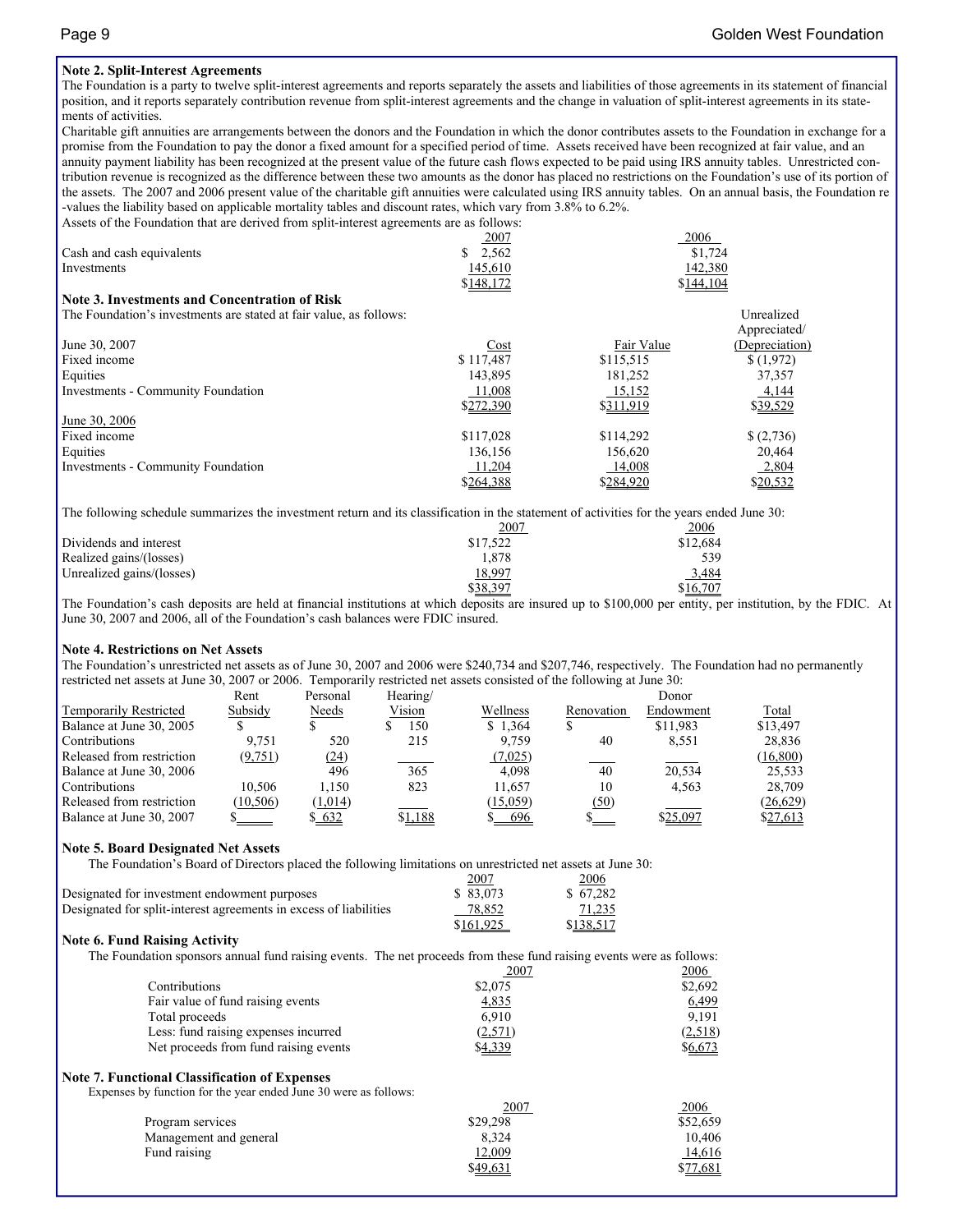### Note 2. Split-Interest Agreements

The Foundation is a party to twelve split-interest agreements and reports separately the assets and liabilities of those agreements in its statement of financial position, and it reports separately contribution revenue from split-interest agreements and the change in valuation of split-interest agreements in its statements of activities.

Charitable gift annuities are arrangements between the donors and the Foundation in which the donor contributes assets to the Foundation in exchange for a promise from the Foundation to pay the donor a fixed amount for a specified period of time. Assets received have been recognized at fair value, and an annuity payment liability has been recognized at the present value of the future cash flows expected to be paid using IRS annuity tables. Unrestricted contribution revenue is recognized as the difference between these two amounts as the donor has placed no restrictions on the Foundation's use of its portion of the assets. The 2007 and 2006 present value of the charitable gift annuities were calculated using IRS annuity tables. On an annual basis, the Foundation re-values the liability based on applicable mortality tables and discount rates, which vary from 3.8% to 6.2%.

Assets of the Foundation that are derived from split-interest agreements are as follows:

| | 2007 | 2006 |
|---|---|---|
| Cash and cash equivalents | $ 2,562 | $1,724 |
| Investments | 145,610 | 142,380 |
| | $148,172 | $144,104 |

### Note 3. Investments and Concentration of Risk

The Foundation's investments are stated at fair value, as follows:

| | Cost | Fair Value | Unrealized Appreciated/ (Depreciation) |
|---|---|---|---|
| June 30, 2007 | | | |
| Fixed income | $ 117,487 | $115,515 | $ (1,972) |
| Equities | 143,895 | 181,252 | 37,357 |
| Investments - Community Foundation | 11,008 | 15,152 | 4,144 |
| | $272,390 | $311,919 | $39,529 |
| June 30, 2006 | | | |
| Fixed income | $117,028 | $114,292 | $ (2,736) |
| Equities | 136,156 | 156,620 | 20,464 |
| Investments - Community Foundation | 11,204 | 14,008 | 2,804 |
| | $264,388 | $284,920 | $20,532 |

The following schedule summarizes the investment return and its classification in the statement of activities for the years ended June 30:

| | 2007 | 2006 |
|---|---|---|
| Dividends and interest | $17,522 | $12,684 |
| Realized gains/(losses) | 1,878 | 539 |
| Unrealized gains/(losses) | 18,997 | 3,484 |
| | $38,397 | $16,707 |

The Foundation's cash deposits are held at financial institutions at which deposits are insured up to $100,000 per entity, per institution, by the FDIC. At June 30, 2007 and 2006, all of the Foundation's cash balances were FDIC insured.

### Note 4. Restrictions on Net Assets

The Foundation's unrestricted net assets as of June 30, 2007 and 2006 were $240,734 and $207,746, respectively. The Foundation had no permanently restricted net assets at June 30, 2007 or 2006. Temporarily restricted net assets consisted of the following at June 30:

| Temporarily Restricted | Rent Subsidy | Personal Needs | Hearing/ Vision | Wellness | Renovation | Donor Endowment | Total |
|---|---|---|---|---|---|---|---|
| Balance at June 30, 2005 | $ | $ | $ 150 | $ 1,364 | $ | $11,983 | $13,497 |
| Contributions | 9,751 | 520 | 215 | 9,759 | 40 | 8,551 | 28,836 |
| Released from restriction | (9,751) | (24) | | (7,025) | | | (16,800) |
| Balance at June 30, 2006 | | 496 | 365 | 4,098 | 40 | 20,534 | 25,533 |
| Contributions | 10,506 | 1,150 | 823 | 11,657 | 10 | 4,563 | 28,709 |
| Released from restriction | (10,506) | (1,014) | | (15,059) | (50) | | (26,629) |
| Balance at June 30, 2007 | $ | $ 632 | $1,188 | $ 696 | $ | $25,097 | $27,613 |

### Note 5. Board Designated Net Assets

The Foundation's Board of Directors placed the following limitations on unrestricted net assets at June 30:

| | 2007 | 2006 |
|---|---|---|
| Designated for investment endowment purposes | $ 83,073 | $ 67,282 |
| Designated for split-interest agreements in excess of liabilities | 78,852 | 71,235 |
| | $161,925 | $138,517 |

### Note 6. Fund Raising Activity

The Foundation sponsors annual fund raising events. The net proceeds from these fund raising events were as follows:

| | 2007 | 2006 |
|---|---|---|
| Contributions | $2,075 | $2,692 |
| Fair value of fund raising events | 4,835 | 6,499 |
| Total proceeds | 6,910 | 9,191 |
| Less: fund raising expenses incurred | (2,571) | (2,518) |
| Net proceeds from fund raising events | $4,339 | $6,673 |

### Note 7. Functional Classification of Expenses

Expenses by function for the year ended June 30 were as follows:

| | 2007 | 2006 |
|---|---|---|
| Program services | $29,298 | $52,659 |
| Management and general | 8,324 | 10,406 |
| Fund raising | 12,009 | 14,616 |
| | $49,631 | $77,681 |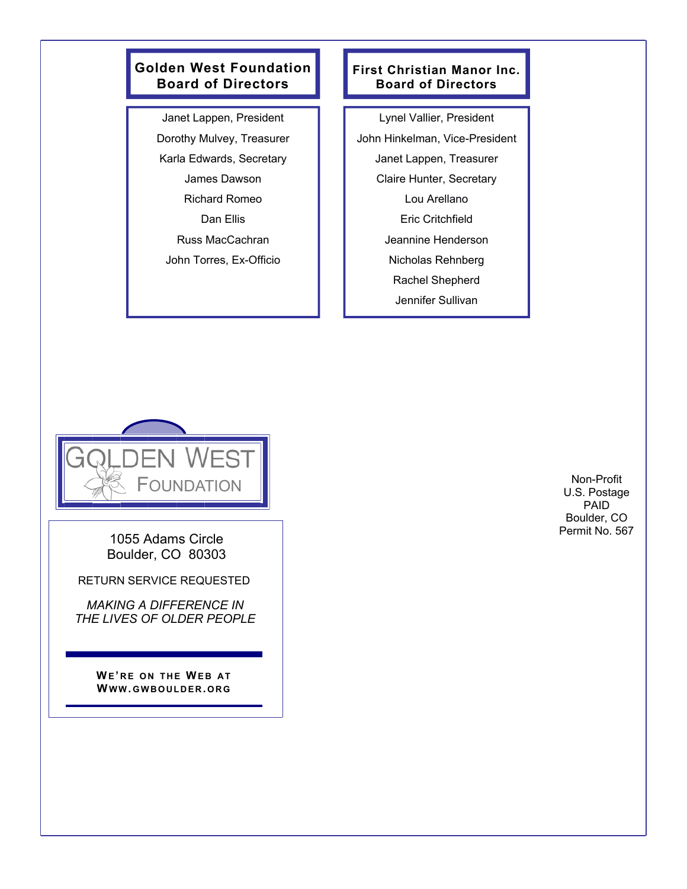## Golden West Foundation Board of Directors

Janet Lappen, President

Dorothy Mulvey, Treasurer

Karla Edwards, Secretary

James Dawson

Richard Romeo

Dan Ellis

Russ MacCachran

John Torres, Ex-Officio

## First Christian Manor Inc. Board of Directors

Lynel Vallier, President

John Hinkelman, Vice-President

Janet Lappen, Treasurer

Claire Hunter, Secretary

Lou Arellano

Eric Critchfield

Jeannine Henderson

Nicholas Rehnberg

Rachel Shepherd

Jennifer Sullivan

GOLDEN WEST FOUNDATION

1055 Adams Circle
Boulder, CO 80303

RETURN SERVICE REQUESTED

*MAKING A DIFFERENCE IN THE LIVES OF OLDER PEOPLE*

**WE'RE ON THE WEB AT WWW.GWBOULDER.ORG**

Non-Profit
U.S. Postage
PAID
Boulder, CO
Permit No. 567